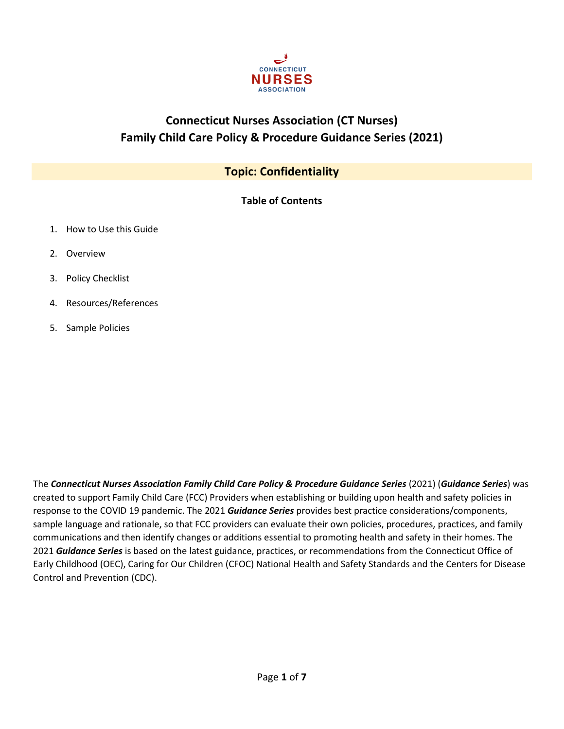CONNECTICUT NURSES ASSOCIATION

# Connecticut Nurses Association (CT Nurses)
# Family Child Care Policy & Procedure Guidance Series (2021)

## Topic: Confidentiality

### Table of Contents

1. How to Use this Guide
2. Overview
3. Policy Checklist
4. Resources/References
5. Sample Policies

The ***Connecticut Nurses Association Family Child Care Policy & Procedure Guidance Series*** (2021) (***Guidance Series***) was created to support Family Child Care (FCC) Providers when establishing or building upon health and safety policies in response to the COVID 19 pandemic. The 2021 ***Guidance Series*** provides best practice considerations/components, sample language and rationale, so that FCC providers can evaluate their own policies, procedures, practices, and family communications and then identify changes or additions essential to promoting health and safety in their homes. The 2021 ***Guidance Series*** is based on the latest guidance, practices, or recommendations from the Connecticut Office of Early Childhood (OEC), Caring for Our Children (CFOC) National Health and Safety Standards and the Centers for Disease Control and Prevention (CDC).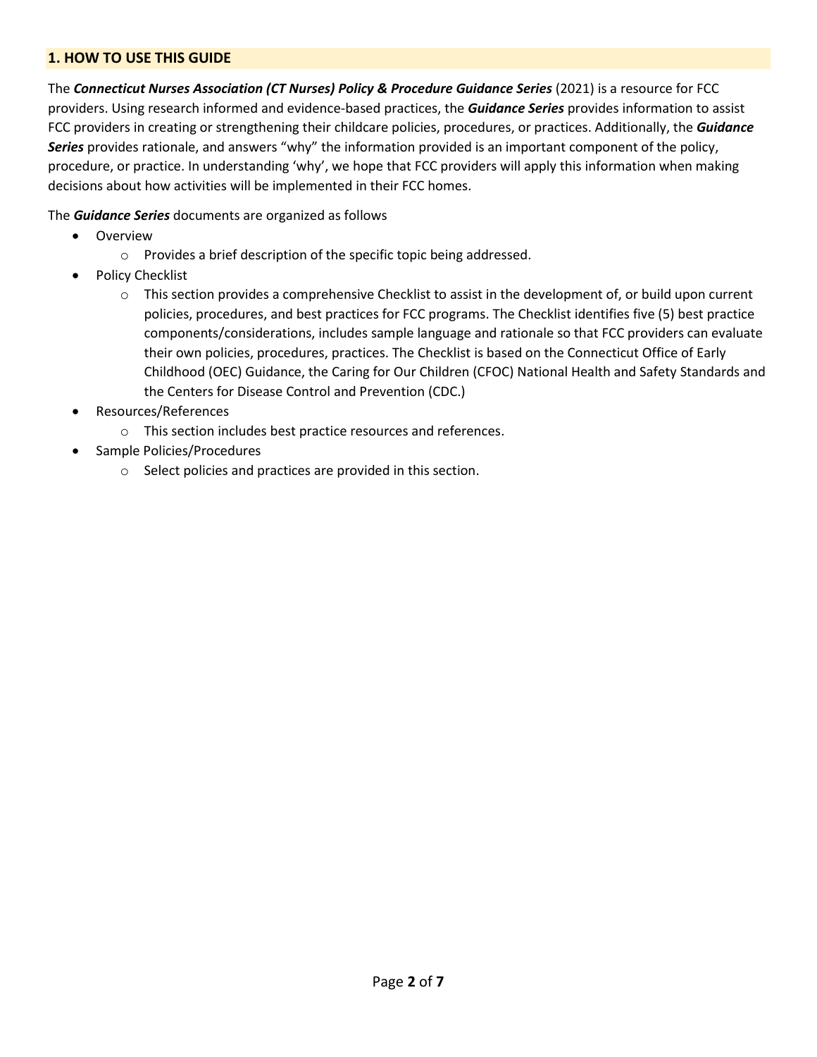## 1. HOW TO USE THIS GUIDE

The ***Connecticut Nurses Association (CT Nurses) Policy & Procedure Guidance Series*** (2021) is a resource for FCC providers. Using research informed and evidence-based practices, the ***Guidance Series*** provides information to assist FCC providers in creating or strengthening their childcare policies, procedures, or practices. Additionally, the ***Guidance Series*** provides rationale, and answers "why" the information provided is an important component of the policy, procedure, or practice. In understanding 'why', we hope that FCC providers will apply this information when making decisions about how activities will be implemented in their FCC homes.

The ***Guidance Series*** documents are organized as follows

- Overview
  - Provides a brief description of the specific topic being addressed.
- Policy Checklist
  - This section provides a comprehensive Checklist to assist in the development of, or build upon current policies, procedures, and best practices for FCC programs. The Checklist identifies five (5) best practice components/considerations, includes sample language and rationale so that FCC providers can evaluate their own policies, procedures, practices. The Checklist is based on the Connecticut Office of Early Childhood (OEC) Guidance, the Caring for Our Children (CFOC) National Health and Safety Standards and the Centers for Disease Control and Prevention (CDC.)
- Resources/References
  - This section includes best practice resources and references.
- Sample Policies/Procedures
  - Select policies and practices are provided in this section.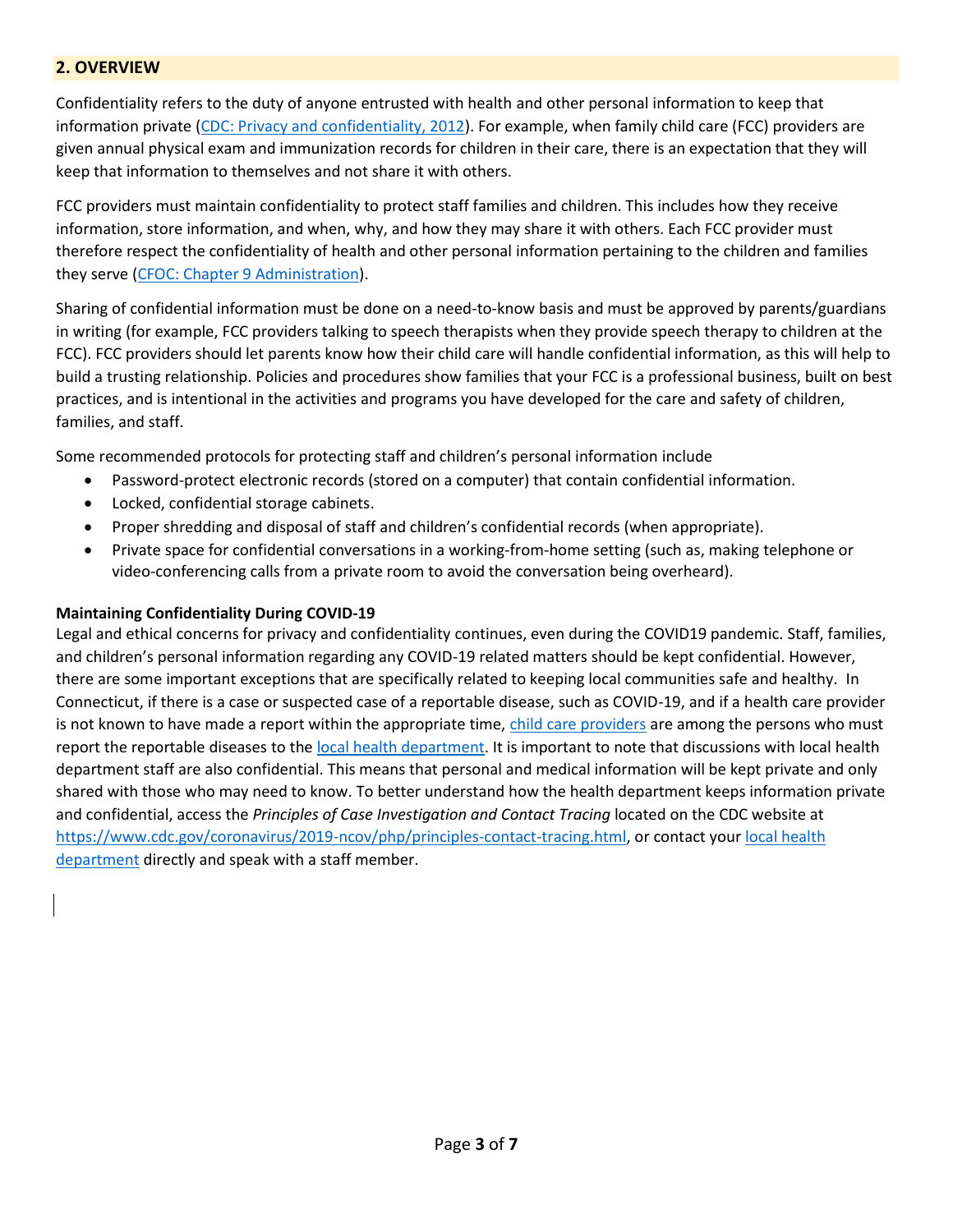## 2. OVERVIEW

Confidentiality refers to the duty of anyone entrusted with health and other personal information to keep that information private (CDC: Privacy and confidentiality, 2012). For example, when family child care (FCC) providers are given annual physical exam and immunization records for children in their care, there is an expectation that they will keep that information to themselves and not share it with others.

FCC providers must maintain confidentiality to protect staff families and children. This includes how they receive information, store information, and when, why, and how they may share it with others. Each FCC provider must therefore respect the confidentiality of health and other personal information pertaining to the children and families they serve (CFOC: Chapter 9 Administration).

Sharing of confidential information must be done on a need-to-know basis and must be approved by parents/guardians in writing (for example, FCC providers talking to speech therapists when they provide speech therapy to children at the FCC). FCC providers should let parents know how their child care will handle confidential information, as this will help to build a trusting relationship. Policies and procedures show families that your FCC is a professional business, built on best practices, and is intentional in the activities and programs you have developed for the care and safety of children, families, and staff.

Some recommended protocols for protecting staff and children's personal information include

- Password-protect electronic records (stored on a computer) that contain confidential information.
- Locked, confidential storage cabinets.
- Proper shredding and disposal of staff and children's confidential records (when appropriate).
- Private space for confidential conversations in a working-from-home setting (such as, making telephone or video-conferencing calls from a private room to avoid the conversation being overheard).

**Maintaining Confidentiality During COVID-19**

Legal and ethical concerns for privacy and confidentiality continues, even during the COVID19 pandemic. Staff, families, and children's personal information regarding any COVID-19 related matters should be kept confidential. However, there are some important exceptions that are specifically related to keeping local communities safe and healthy. In Connecticut, if there is a case or suspected case of a reportable disease, such as COVID-19, and if a health care provider is not known to have made a report within the appropriate time, child care providers are among the persons who must report the reportable diseases to the local health department. It is important to note that discussions with local health department staff are also confidential. This means that personal and medical information will be kept private and only shared with those who may need to know. To better understand how the health department keeps information private and confidential, access the *Principles of Case Investigation and Contact Tracing* located on the CDC website at https://www.cdc.gov/coronavirus/2019-ncov/php/principles-contact-tracing.html, or contact your local health department directly and speak with a staff member.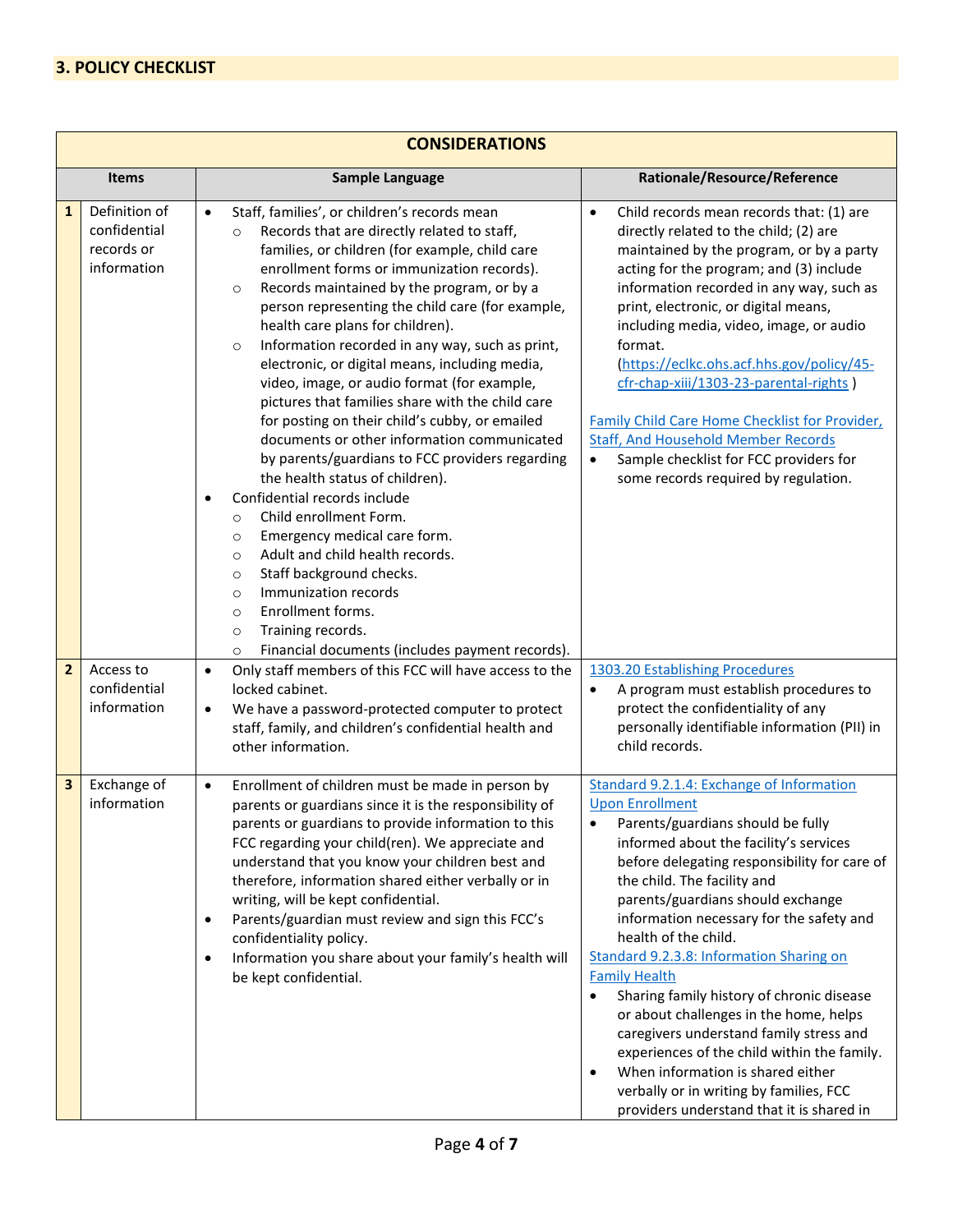## 3. POLICY CHECKLIST

| CONSIDERATIONS | | | |
|---|---|---|---|
| **Items** | | **Sample Language** | **Rationale/Resource/Reference** |
| **1** | Definition of confidential records or information | • Staff, families', or children's records mean<br>○ Records that are directly related to staff, families, or children (for example, child care enrollment forms or immunization records).<br>○ Records maintained by the program, or by a person representing the child care (for example, health care plans for children).<br>○ Information recorded in any way, such as print, electronic, or digital means, including media, video, image, or audio format (for example, pictures that families share with the child care for posting on their child's cubby, or emailed documents or other information communicated by parents/guardians to FCC providers regarding the health status of children).<br>• Confidential records include<br>○ Child enrollment Form.<br>○ Emergency medical care form.<br>○ Adult and child health records.<br>○ Staff background checks.<br>○ Immunization records<br>○ Enrollment forms.<br>○ Training records.<br>○ Financial documents (includes payment records). | • Child records mean records that: (1) are directly related to the child; (2) are maintained by the program, or by a party acting for the program; and (3) include information recorded in any way, such as print, electronic, or digital means, including media, video, image, or audio format. (https://eclkc.ohs.acf.hhs.gov/policy/45-cfr-chap-xiii/1303-23-parental-rights )<br><br>Family Child Care Home Checklist for Provider, Staff, And Household Member Records<br>• Sample checklist for FCC providers for some records required by regulation. |
| **2** | Access to confidential information | • Only staff members of this FCC will have access to the locked cabinet.<br>• We have a password-protected computer to protect staff, family, and children's confidential health and other information. | 1303.20 Establishing Procedures<br>• A program must establish procedures to protect the confidentiality of any personally identifiable information (PII) in child records. |
| **3** | Exchange of information | • Enrollment of children must be made in person by parents or guardians since it is the responsibility of parents or guardians to provide information to this FCC regarding your child(ren). We appreciate and understand that you know your children best and therefore, information shared either verbally or in writing, will be kept confidential.<br>• Parents/guardian must review and sign this FCC's confidentiality policy.<br>• Information you share about your family's health will be kept confidential. | Standard 9.2.1.4: Exchange of Information Upon Enrollment<br>• Parents/guardians should be fully informed about the facility's services before delegating responsibility for care of the child. The facility and parents/guardians should exchange information necessary for the safety and health of the child.<br>Standard 9.2.3.8: Information Sharing on Family Health<br>• Sharing family history of chronic disease or about challenges in the home, helps caregivers understand family stress and experiences of the child within the family.<br>• When information is shared either verbally or in writing by families, FCC providers understand that it is shared in |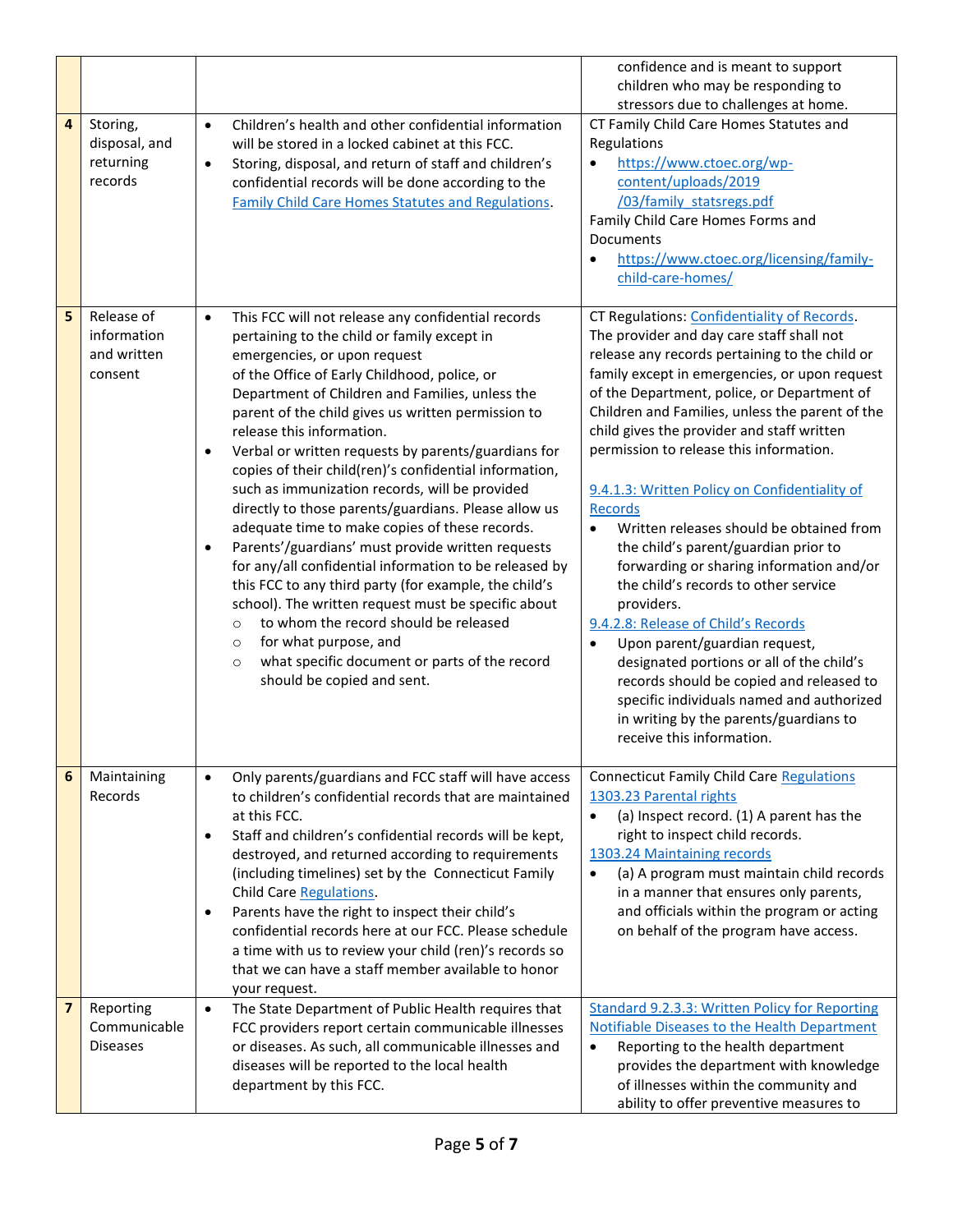| | | | |
|---|---|---|---|
| | | | confidence and is meant to support children who may be responding to stressors due to challenges at home. |
| 4 | Storing, disposal, and returning records | • Children's health and other confidential information will be stored in a locked cabinet at this FCC.<br>• Storing, disposal, and return of staff and children's confidential records will be done according to the Family Child Care Homes Statutes and Regulations. | CT Family Child Care Homes Statutes and Regulations<br>• https://www.ctoec.org/wp-content/uploads/2019/03/family_statsregs.pdf<br>Family Child Care Homes Forms and Documents<br>• https://www.ctoec.org/licensing/family-child-care-homes/ |
| 5 | Release of information and written consent | • This FCC will not release any confidential records pertaining to the child or family except in emergencies, or upon request of the Office of Early Childhood, police, or Department of Children and Families, unless the parent of the child gives us written permission to release this information.<br>• Verbal or written requests by parents/guardians for copies of their child(ren)'s confidential information, such as immunization records, will be provided directly to those parents/guardians. Please allow us adequate time to make copies of these records.<br>• Parents'/guardians' must provide written requests for any/all confidential information to be released by this FCC to any third party (for example, the child's school). The written request must be specific about<br>  ○ to whom the record should be released<br>  ○ for what purpose, and<br>  ○ what specific document or parts of the record should be copied and sent. | CT Regulations: Confidentiality of Records. The provider and day care staff shall not release any records pertaining to the child or family except in emergencies, or upon request of the Department, police, or Department of Children and Families, unless the parent of the child gives the provider and staff written permission to release this information.<br><br>9.4.1.3: Written Policy on Confidentiality of Records<br>• Written releases should be obtained from the child's parent/guardian prior to forwarding or sharing information and/or the child's records to other service providers.<br>9.4.2.8: Release of Child's Records<br>• Upon parent/guardian request, designated portions or all of the child's records should be copied and released to specific individuals named and authorized in writing by the parents/guardians to receive this information. |
| 6 | Maintaining Records | • Only parents/guardians and FCC staff will have access to children's confidential records that are maintained at this FCC.<br>• Staff and children's confidential records will be kept, destroyed, and returned according to requirements (including timelines) set by the Connecticut Family Child Care Regulations.<br>• Parents have the right to inspect their child's confidential records here at our FCC. Please schedule a time with us to review your child (ren)'s records so that we can have a staff member available to honor your request. | Connecticut Family Child Care Regulations<br>1303.23 Parental rights<br>• (a) Inspect record. (1) A parent has the right to inspect child records.<br>1303.24 Maintaining records<br>• (a) A program must maintain child records in a manner that ensures only parents, and officials within the program or acting on behalf of the program have access. |
| 7 | Reporting Communicable Diseases | • The State Department of Public Health requires that FCC providers report certain communicable illnesses or diseases. As such, all communicable illnesses and diseases will be reported to the local health department by this FCC. | Standard 9.2.3.3: Written Policy for Reporting Notifiable Diseases to the Health Department<br>• Reporting to the health department provides the department with knowledge of illnesses within the community and ability to offer preventive measures to |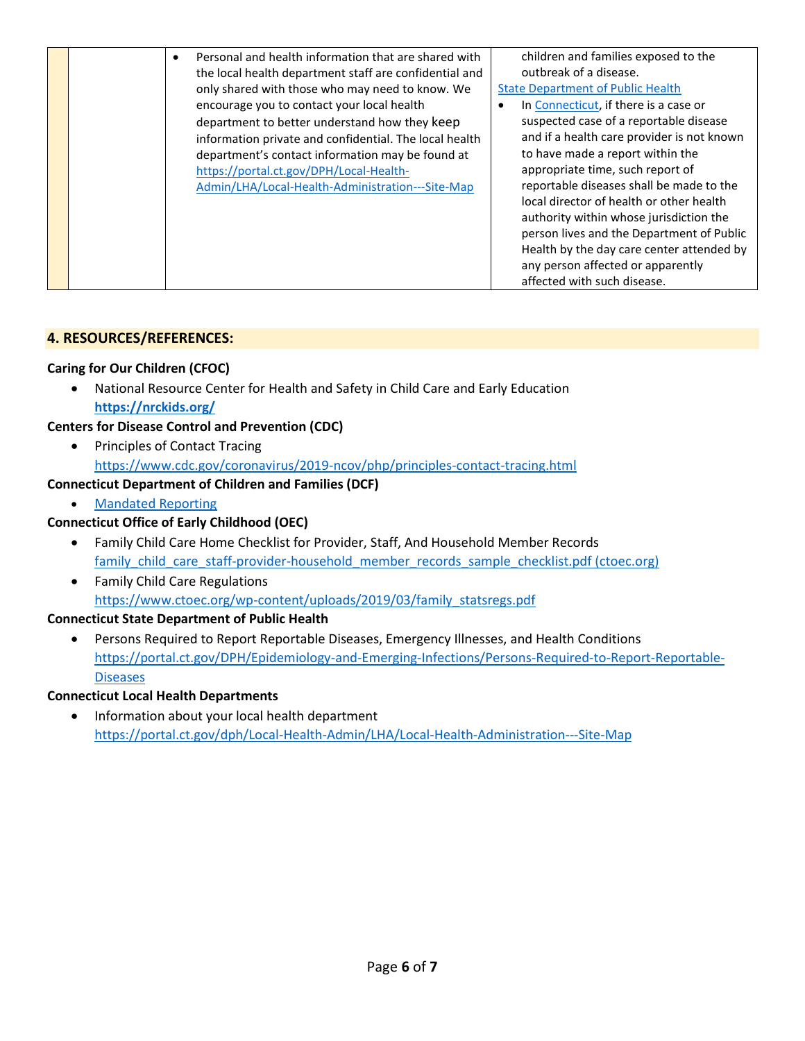| | | | |
|---|---|---|---|
| | | • Personal and health information that are shared with the local health department staff are confidential and only shared with those who may need to know. We encourage you to contact your local health department to better understand how they keep information private and confidential. The local health department's contact information may be found at https://portal.ct.gov/DPH/Local-Health-Admin/LHA/Local-Health-Administration---Site-Map | children and families exposed to the outbreak of a disease.<br>State Department of Public Health<br>• In Connecticut, if there is a case or suspected case of a reportable disease and if a health care provider is not known to have made a report within the appropriate time, such report of reportable diseases shall be made to the local director of health or other health authority within whose jurisdiction the person lives and the Department of Public Health by the day care center attended by any person affected or apparently affected with such disease. |

## 4. RESOURCES/REFERENCES:

**Caring for Our Children (CFOC)**

- National Resource Center for Health and Safety in Child Care and Early Education
  **https://nrckids.org/**

**Centers for Disease Control and Prevention (CDC)**

- Principles of Contact Tracing
  https://www.cdc.gov/coronavirus/2019-ncov/php/principles-contact-tracing.html

**Connecticut Department of Children and Families (DCF)**

- Mandated Reporting

**Connecticut Office of Early Childhood (OEC)**

- Family Child Care Home Checklist for Provider, Staff, And Household Member Records
  family_child_care_staff-provider-household_member_records_sample_checklist.pdf (ctoec.org)
- Family Child Care Regulations
  https://www.ctoec.org/wp-content/uploads/2019/03/family_statsregs.pdf

**Connecticut State Department of Public Health**

- Persons Required to Report Reportable Diseases, Emergency Illnesses, and Health Conditions
  https://portal.ct.gov/DPH/Epidemiology-and-Emerging-Infections/Persons-Required-to-Report-Reportable-Diseases

**Connecticut Local Health Departments**

- Information about your local health department
  https://portal.ct.gov/dph/Local-Health-Admin/LHA/Local-Health-Administration---Site-Map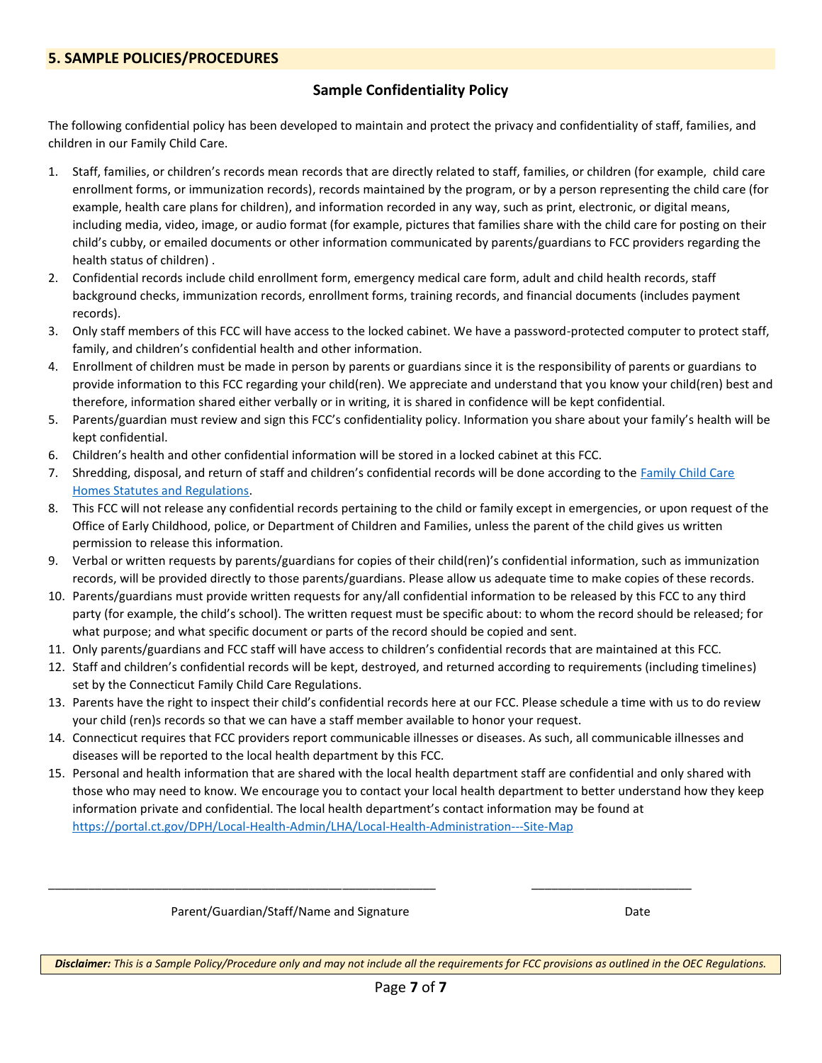## 5. SAMPLE POLICIES/PROCEDURES

### Sample Confidentiality Policy

The following confidential policy has been developed to maintain and protect the privacy and confidentiality of staff, families, and children in our Family Child Care.

1. Staff, families, or children's records mean records that are directly related to staff, families, or children (for example, child care enrollment forms, or immunization records), records maintained by the program, or by a person representing the child care (for example, health care plans for children), and information recorded in any way, such as print, electronic, or digital means, including media, video, image, or audio format (for example, pictures that families share with the child care for posting on their child's cubby, or emailed documents or other information communicated by parents/guardians to FCC providers regarding the health status of children) .
2. Confidential records include child enrollment form, emergency medical care form, adult and child health records, staff background checks, immunization records, enrollment forms, training records, and financial documents (includes payment records).
3. Only staff members of this FCC will have access to the locked cabinet. We have a password-protected computer to protect staff, family, and children's confidential health and other information.
4. Enrollment of children must be made in person by parents or guardians since it is the responsibility of parents or guardians to provide information to this FCC regarding your child(ren). We appreciate and understand that you know your child(ren) best and therefore, information shared either verbally or in writing, it is shared in confidence will be kept confidential.
5. Parents/guardian must review and sign this FCC's confidentiality policy. Information you share about your family's health will be kept confidential.
6. Children's health and other confidential information will be stored in a locked cabinet at this FCC.
7. Shredding, disposal, and return of staff and children's confidential records will be done according to the [Family Child Care Homes Statutes and Regulations](Family Child Care Homes Statutes and Regulations).
8. This FCC will not release any confidential records pertaining to the child or family except in emergencies, or upon request of the Office of Early Childhood, police, or Department of Children and Families, unless the parent of the child gives us written permission to release this information.
9. Verbal or written requests by parents/guardians for copies of their child(ren)'s confidential information, such as immunization records, will be provided directly to those parents/guardians. Please allow us adequate time to make copies of these records.
10. Parents/guardians must provide written requests for any/all confidential information to be released by this FCC to any third party (for example, the child's school). The written request must be specific about: to whom the record should be released; for what purpose; and what specific document or parts of the record should be copied and sent.
11. Only parents/guardians and FCC staff will have access to children's confidential records that are maintained at this FCC.
12. Staff and children's confidential records will be kept, destroyed, and returned according to requirements (including timelines) set by the Connecticut Family Child Care Regulations.
13. Parents have the right to inspect their child's confidential records here at our FCC. Please schedule a time with us to do review your child (ren)s records so that we can have a staff member available to honor your request.
14. Connecticut requires that FCC providers report communicable illnesses or diseases. As such, all communicable illnesses and diseases will be reported to the local health department by this FCC.
15. Personal and health information that are shared with the local health department staff are confidential and only shared with those who may need to know. We encourage you to contact your local health department to better understand how they keep information private and confidential. The local health department's contact information may be found at https://portal.ct.gov/DPH/Local-Health-Admin/LHA/Local-Health-Administration---Site-Map

\_\_\_\_\_\_\_\_\_\_\_\_\_\_\_\_\_\_\_\_\_\_\_\_\_\_\_\_\_\_\_\_\_\_\_\_\_\_\_\_\_\_\_\_\_\_\_\_ \_\_\_\_\_\_\_\_\_\_\_\_\_\_\_\_\_\_\_\_\_\_\_\_

Parent/Guardian/Staff/Name and Signature Date

***Disclaimer:*** *This is a Sample Policy/Procedure only and may not include all the requirements for FCC provisions as outlined in the OEC Regulations.*